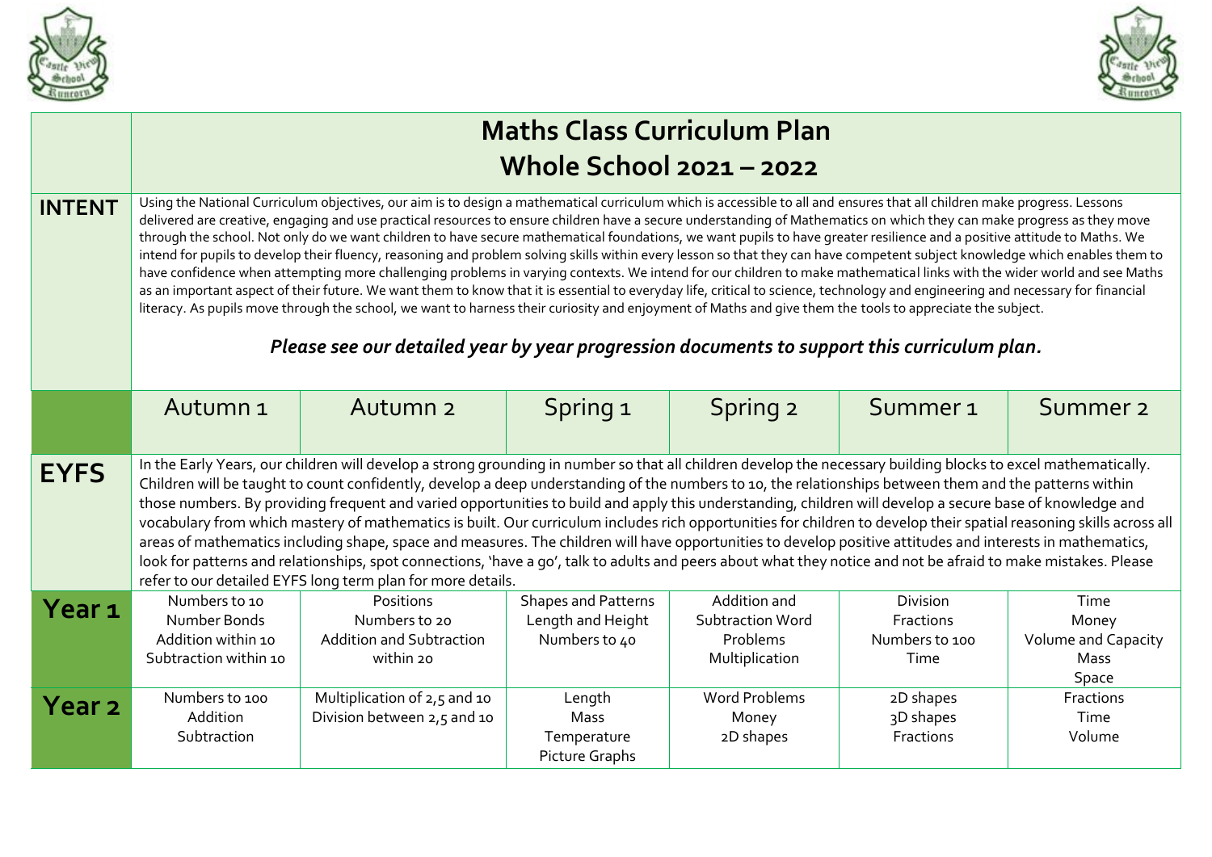# Maths Class Curriculum Plan

## Whole School 2021 – 2022

**INTENT**

Using the National Curriculum objectives, our aim is to design a mathematical curriculum which is accessible to all and ensures that all children make progress. Lessons delivered are creative, engaging and use practical resources to ensure children have a secure understanding of Mathematics on which they can make progress as they move through the school. Not only do we want children to have secure mathematical foundations, we want pupils to have greater resilience and a positive attitude to Maths. We intend for pupils to develop their fluency, reasoning and problem solving skills within every lesson so that they can have competent subject knowledge which enables them to have confidence when attempting more challenging problems in varying contexts. We intend for our children to make mathematical links with the wider world and see Maths as an important aspect of their future. We want them to know that it is essential to everyday life, critical to science, technology and engineering and necessary for financial literacy. As pupils move through the school, we want to harness their curiosity and enjoyment of Maths and give them the tools to appreciate the subject.

***Please see our detailed year by year progression documents to support this curriculum plan.***

| | Autumn 1 | Autumn 2 | Spring 1 | Spring 2 | Summer 1 | Summer 2 |
|---|---|---|---|---|---|---|
| **EYFS** | In the Early Years, our children will develop a strong grounding in number so that all children develop the necessary building blocks to excel mathematically. Children will be taught to count confidently, develop a deep understanding of the numbers to 10, the relationships between them and the patterns within those numbers. By providing frequent and varied opportunities to build and apply this understanding, children will develop a secure base of knowledge and vocabulary from which mastery of mathematics is built. Our curriculum includes rich opportunities for children to develop their spatial reasoning skills across all areas of mathematics including shape, space and measures. The children will have opportunities to develop positive attitudes and interests in mathematics, look for patterns and relationships, spot connections, 'have a go', talk to adults and peers about what they notice and not be afraid to make mistakes. Please refer to our detailed EYFS long term plan for more details. | | | | | |
| **Year 1** | Numbers to 10<br>Number Bonds<br>Addition within 10<br>Subtraction within 10 | Positions<br>Numbers to 20<br>Addition and Subtraction within 20 | Shapes and Patterns<br>Length and Height<br>Numbers to 40 | Addition and Subtraction Word Problems<br>Multiplication | Division<br>Fractions<br>Numbers to 100<br>Time | Time<br>Money<br>Volume and Capacity<br>Mass<br>Space |
| **Year 2** | Numbers to 100<br>Addition<br>Subtraction | Multiplication of 2,5 and 10<br>Division between 2,5 and 10 | Length<br>Mass<br>Temperature<br>Picture Graphs | Word Problems<br>Money<br>2D shapes | 2D shapes<br>3D shapes<br>Fractions | Fractions<br>Time<br>Volume |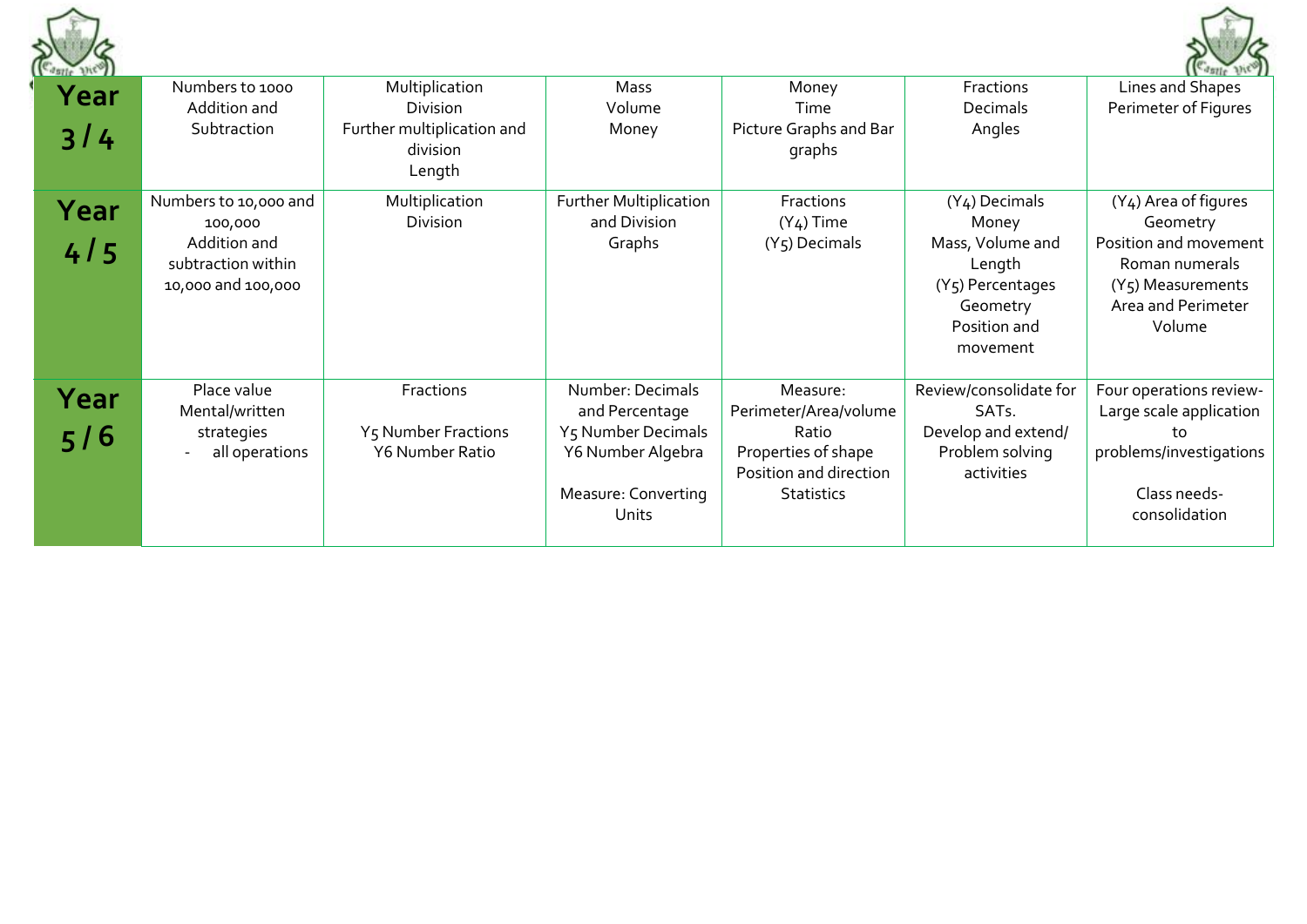| | | | | | | |
|---|---|---|---|---|---|---|
| **Year 3 / 4** | Numbers to 1000<br>Addition and Subtraction | Multiplication<br>Division<br>Further multiplication and division<br>Length | Mass<br>Volume<br>Money | Money<br>Time<br>Picture Graphs and Bar graphs | Fractions<br>Decimals<br>Angles | Lines and Shapes<br>Perimeter of Figures |
| **Year 4 / 5** | Numbers to 10,000 and 100,000<br>Addition and subtraction within 10,000 and 100,000 | Multiplication<br>Division | Further Multiplication and Division<br>Graphs | Fractions<br>(Y4) Time<br>(Y5) Decimals | (Y4) Decimals<br>Money<br>Mass, Volume and Length<br>(Y5) Percentages<br>Geometry<br>Position and movement | (Y4) Area of figures<br>Geometry<br>Position and movement<br>Roman numerals<br>(Y5) Measurements<br>Area and Perimeter<br>Volume |
| **Year 5 / 6** | Place value<br>Mental/written strategies<br>- all operations | Fractions<br><br>Y5 Number Fractions<br>Y6 Number Ratio | Number: Decimals and Percentage<br>Y5 Number Decimals<br>Y6 Number Algebra<br><br>Measure: Converting Units | Measure: Perimeter/Area/volume<br>Ratio<br>Properties of shape<br>Position and direction<br>Statistics | Review/consolidate for SATs.<br>Develop and extend/ Problem solving activities | Four operations review-<br>Large scale application to problems/investigations<br><br>Class needs- consolidation |